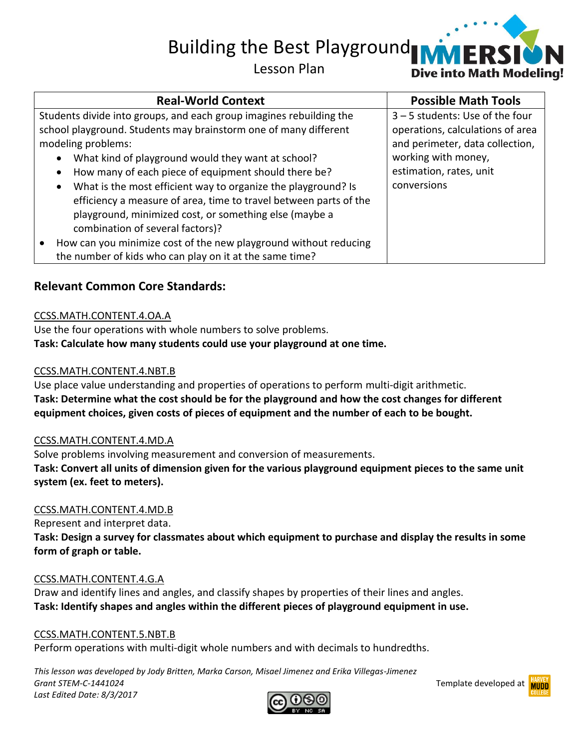# Building the Best Playground

Lesson Plan

| Real-World Context | Possible Math Tools |
|---|---|
| Students divide into groups, and each group imagines rebuilding the school playground. Students may brainstorm one of many different modeling problems:<br>• What kind of playground would they want at school?<br>• How many of each piece of equipment should there be?<br>• What is the most efficient way to organize the playground? Is efficiency a measure of area, time to travel between parts of the playground, minimized cost, or something else (maybe a combination of several factors)?<br>• How can you minimize cost of the new playground without reducing the number of kids who can play on it at the same time? | 3 – 5 students: Use of the four operations, calculations of area and perimeter, data collection, working with money, estimation, rates, unit conversions |

## Relevant Common Core Standards:

CCSS.MATH.CONTENT.4.OA.A
Use the four operations with whole numbers to solve problems.
**Task: Calculate how many students could use your playground at one time.**

CCSS.MATH.CONTENT.4.NBT.B
Use place value understanding and properties of operations to perform multi-digit arithmetic.
**Task: Determine what the cost should be for the playground and how the cost changes for different equipment choices, given costs of pieces of equipment and the number of each to be bought.**

CCSS.MATH.CONTENT.4.MD.A
Solve problems involving measurement and conversion of measurements.
**Task: Convert all units of dimension given for the various playground equipment pieces to the same unit system (ex. feet to meters).**

CCSS.MATH.CONTENT.4.MD.B
Represent and interpret data.
**Task: Design a survey for classmates about which equipment to purchase and display the results in some form of graph or table.**

CCSS.MATH.CONTENT.4.G.A
Draw and identify lines and angles, and classify shapes by properties of their lines and angles.
**Task: Identify shapes and angles within the different pieces of playground equipment in use.**

CCSS.MATH.CONTENT.5.NBT.B
Perform operations with multi-digit whole numbers and with decimals to hundredths.

*This lesson was developed by Jody Britten, Marka Carson, Misael Jimenez and Erika Villegas-Jimenez*
*Grant STEM-C-1441024*
*Last Edited Date: 8/3/2017*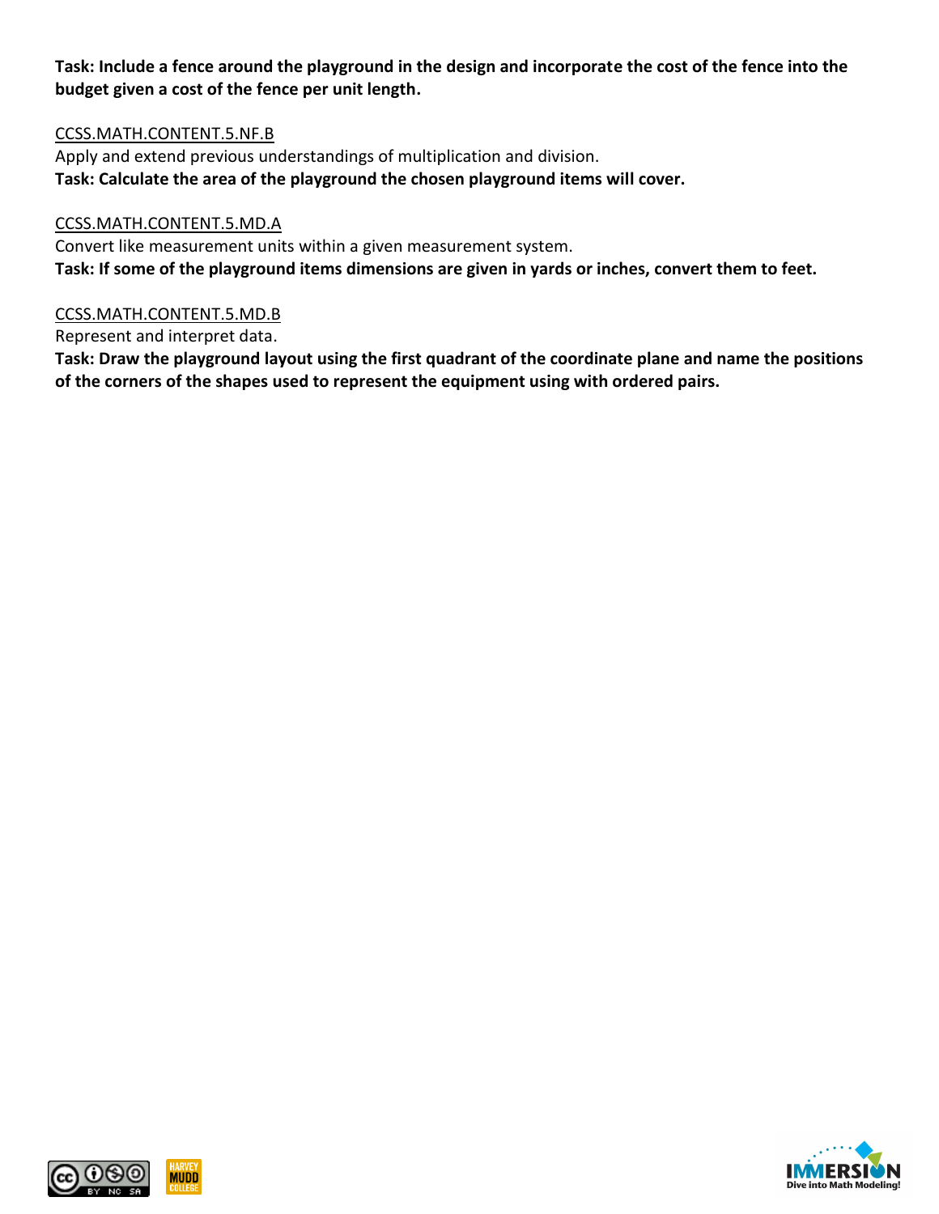**Task: Include a fence around the playground in the design and incorporate the cost of the fence into the budget given a cost of the fence per unit length.**

CCSS.MATH.CONTENT.5.NF.B
Apply and extend previous understandings of multiplication and division.
**Task: Calculate the area of the playground the chosen playground items will cover.**

CCSS.MATH.CONTENT.5.MD.A
Convert like measurement units within a given measurement system.
**Task: If some of the playground items dimensions are given in yards or inches, convert them to feet.**

CCSS.MATH.CONTENT.5.MD.B
Represent and interpret data.
**Task: Draw the playground layout using the first quadrant of the coordinate plane and name the positions of the corners of the shapes used to represent the equipment using with ordered pairs.**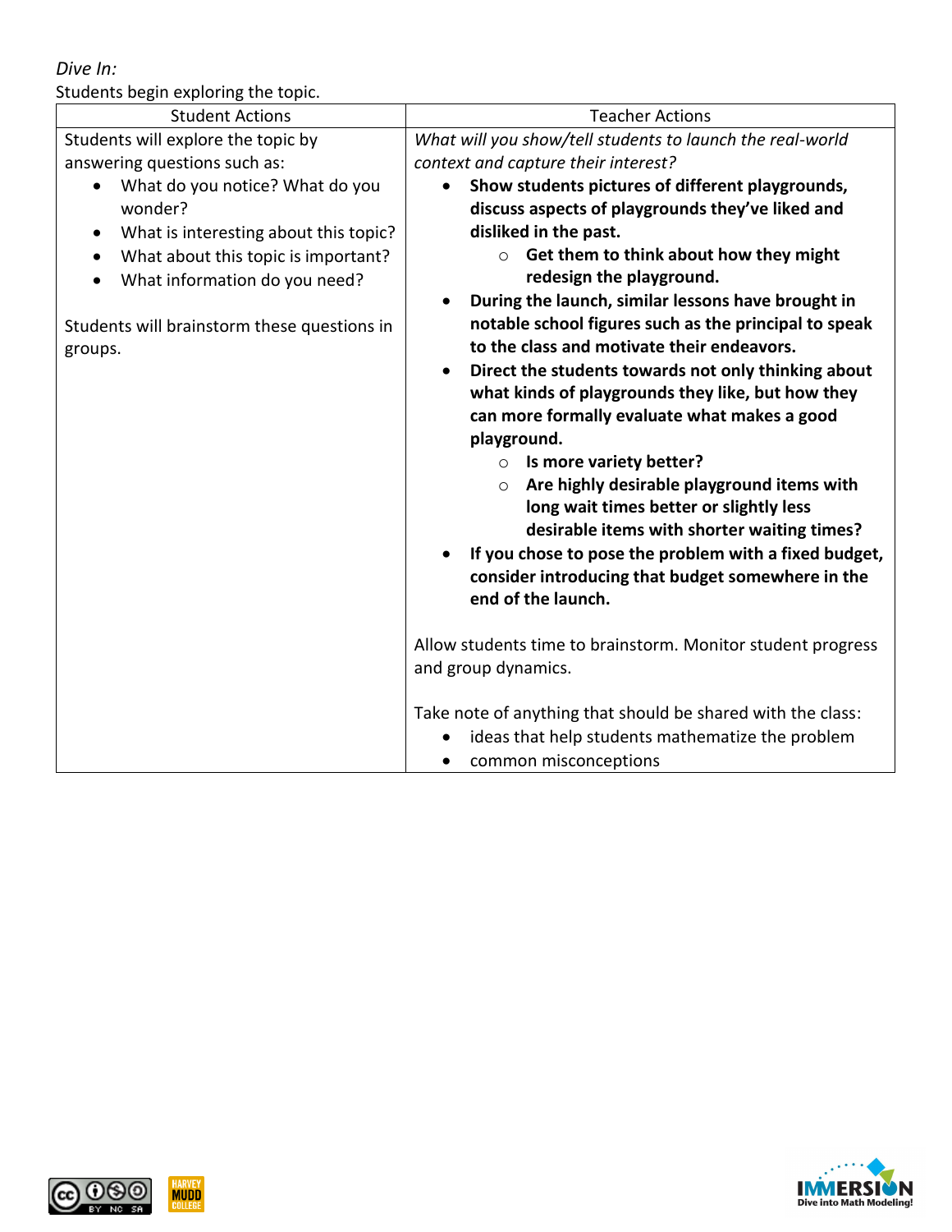*Dive In:*

Students begin exploring the topic.

| Student Actions | Teacher Actions |
| --- | --- |
| Students will explore the topic by answering questions such as:<br>• What do you notice? What do you wonder?<br>• What is interesting about this topic?<br>• What about this topic is important?<br>• What information do you need?<br><br>Students will brainstorm these questions in groups. | *What will you show/tell students to launch the real-world context and capture their interest?*<br>• **Show students pictures of different playgrounds, discuss aspects of playgrounds they've liked and disliked in the past.**<br>&nbsp;&nbsp;&nbsp;&nbsp;○ **Get them to think about how they might redesign the playground.**<br>• **During the launch, similar lessons have brought in notable school figures such as the principal to speak to the class and motivate their endeavors.**<br>• **Direct the students towards not only thinking about what kinds of playgrounds they like, but how they can more formally evaluate what makes a good playground.**<br>&nbsp;&nbsp;&nbsp;&nbsp;○ **Is more variety better?**<br>&nbsp;&nbsp;&nbsp;&nbsp;○ **Are highly desirable playground items with long wait times better or slightly less desirable items with shorter waiting times?**<br>• **If you chose to pose the problem with a fixed budget, consider introducing that budget somewhere in the end of the launch.**<br><br>Allow students time to brainstorm. Monitor student progress and group dynamics.<br><br>Take note of anything that should be shared with the class:<br>• ideas that help students mathematize the problem<br>• common misconceptions |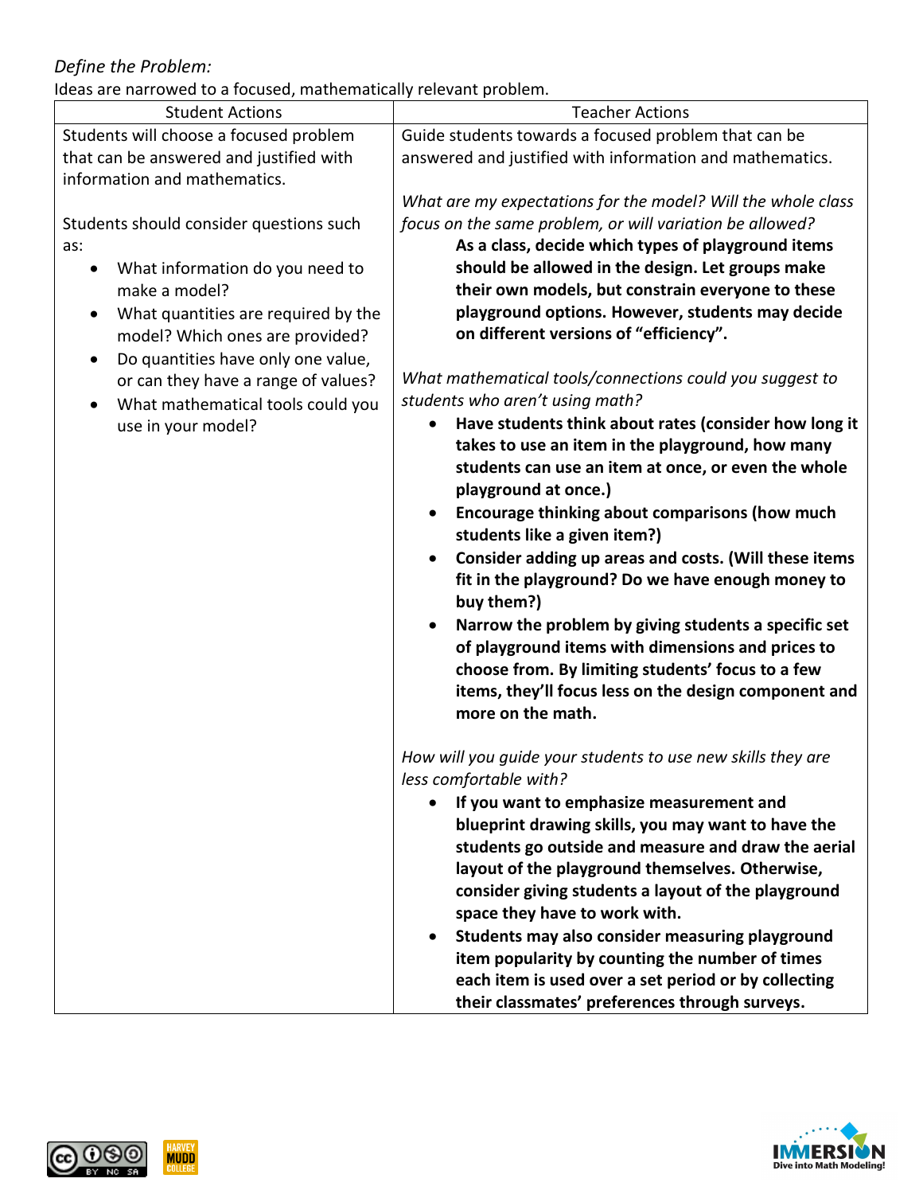*Define the Problem:*

Ideas are narrowed to a focused, mathematically relevant problem.

| Student Actions | Teacher Actions |
|---|---|
| Students will choose a focused problem that can be answered and justified with information and mathematics.<br><br>Students should consider questions such as:<ul><li>What information do you need to make a model?</li><li>What quantities are required by the model? Which ones are provided?</li><li>Do quantities have only one value, or can they have a range of values?</li><li>What mathematical tools could you use in your model?</li></ul> | Guide students towards a focused problem that can be answered and justified with information and mathematics.<br><br>*What are my expectations for the model? Will the whole class focus on the same problem, or will variation be allowed?*<br>**As a class, decide which types of playground items should be allowed in the design. Let groups make their own models, but constrain everyone to these playground options. However, students may decide on different versions of "efficiency".**<br><br>*What mathematical tools/connections could you suggest to students who aren't using math?*<ul><li>**Have students think about rates (consider how long it takes to use an item in the playground, how many students can use an item at once, or even the whole playground at once.)**</li><li>**Encourage thinking about comparisons (how much students like a given item?)**</li><li>**Consider adding up areas and costs. (Will these items fit in the playground? Do we have enough money to buy them?)**</li><li>**Narrow the problem by giving students a specific set of playground items with dimensions and prices to choose from. By limiting students' focus to a few items, they'll focus less on the design component and more on the math.**</li></ul>*How will you guide your students to use new skills they are less comfortable with?*<ul><li>**If you want to emphasize measurement and blueprint drawing skills, you may want to have the students go outside and measure and draw the aerial layout of the playground themselves. Otherwise, consider giving students a layout of the playground space they have to work with.**</li><li>**Students may also consider measuring playground item popularity by counting the number of times each item is used over a set period or by collecting their classmates' preferences through surveys.**</li></ul> |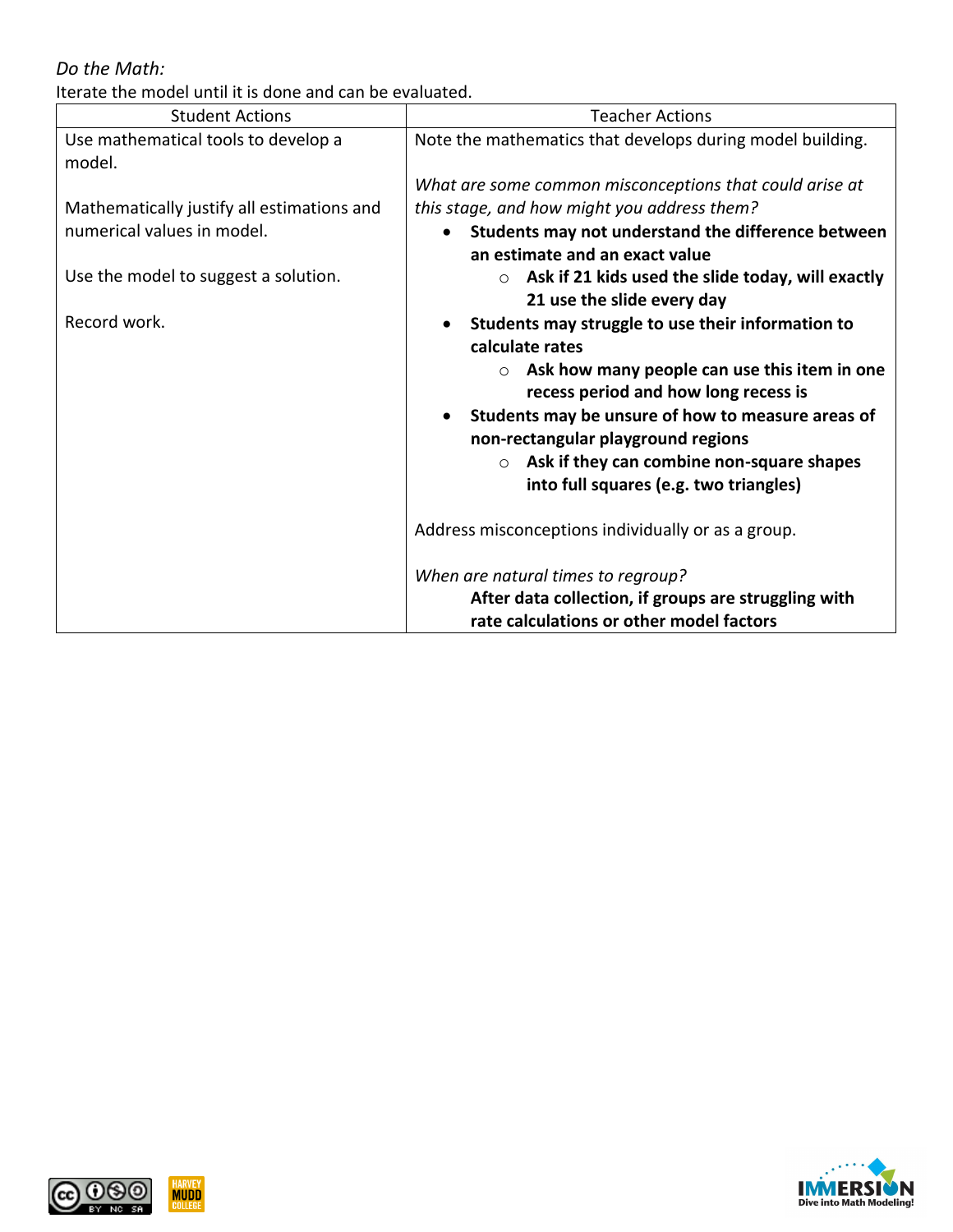*Do the Math:*

Iterate the model until it is done and can be evaluated.

| Student Actions | Teacher Actions |
|---|---|
| Use mathematical tools to develop a model.<br><br>Mathematically justify all estimations and numerical values in model.<br><br>Use the model to suggest a solution.<br><br>Record work. | Note the mathematics that develops during model building.<br><br>*What are some common misconceptions that could arise at this stage, and how might you address them?*<br>• **Students may not understand the difference between an estimate and an exact value**<br>&nbsp;&nbsp;&nbsp;&nbsp;○ **Ask if 21 kids used the slide today, will exactly 21 use the slide every day**<br>• **Students may struggle to use their information to calculate rates**<br>&nbsp;&nbsp;&nbsp;&nbsp;○ **Ask how many people can use this item in one recess period and how long recess is**<br>• **Students may be unsure of how to measure areas of non-rectangular playground regions**<br>&nbsp;&nbsp;&nbsp;&nbsp;○ **Ask if they can combine non-square shapes into full squares (e.g. two triangles)**<br><br>Address misconceptions individually or as a group.<br><br>*When are natural times to regroup?*<br>**After data collection, if groups are struggling with rate calculations or other model factors** |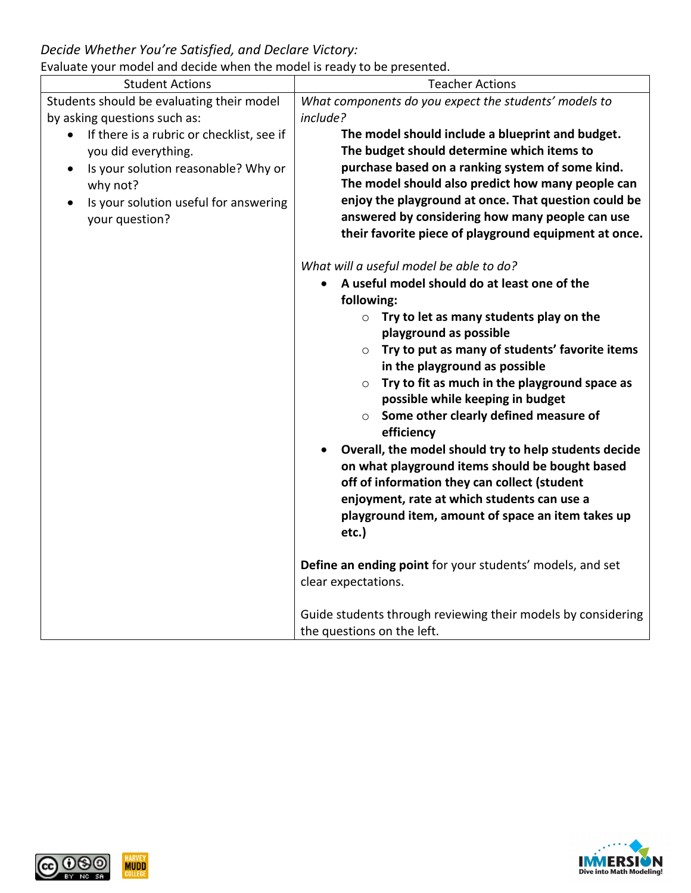*Decide Whether You're Satisfied, and Declare Victory:*

Evaluate your model and decide when the model is ready to be presented.

| Student Actions | Teacher Actions |
|---|---|
| Students should be evaluating their model by asking questions such as:<br>• If there is a rubric or checklist, see if you did everything.<br>• Is your solution reasonable? Why or why not?<br>• Is your solution useful for answering your question? | *What components do you expect the students' models to include?*<br>**The model should include a blueprint and budget. The budget should determine which items to purchase based on a ranking system of some kind. The model should also predict how many people can enjoy the playground at once. That question could be answered by considering how many people can use their favorite piece of playground equipment at once.**<br><br>*What will a useful model be able to do?*<br>• **A useful model should do at least one of the following:**<br>  ○ **Try to let as many students play on the playground as possible**<br>  ○ **Try to put as many of students' favorite items in the playground as possible**<br>  ○ **Try to fit as much in the playground space as possible while keeping in budget**<br>  ○ **Some other clearly defined measure of efficiency**<br>• **Overall, the model should try to help students decide on what playground items should be bought based off of information they can collect (student enjoyment, rate at which students can use a playground item, amount of space an item takes up etc.)**<br><br>**Define an ending point** for your students' models, and set clear expectations.<br><br>Guide students through reviewing their models by considering the questions on the left. |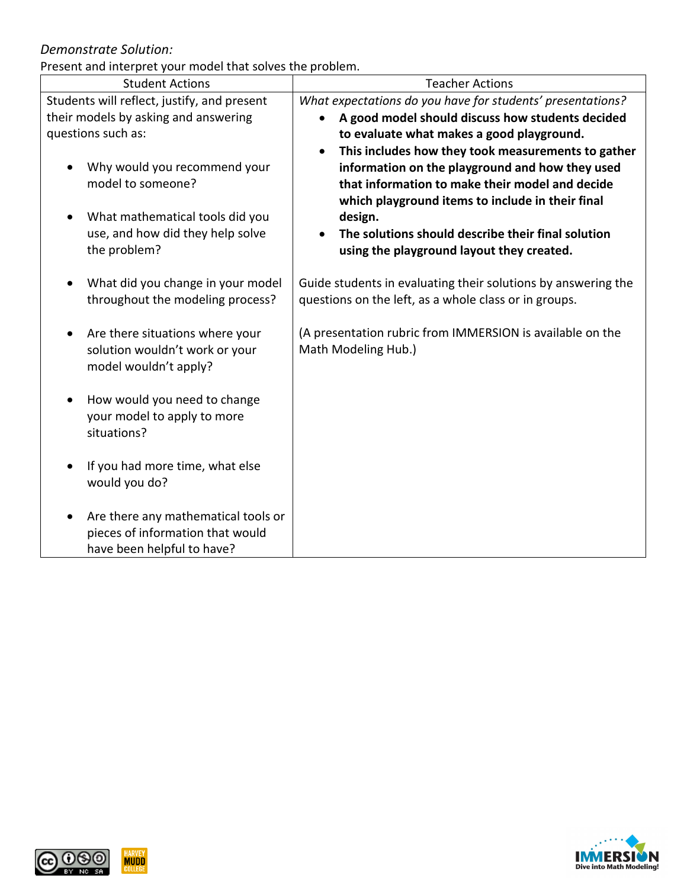*Demonstrate Solution:*

Present and interpret your model that solves the problem.

| Student Actions | Teacher Actions |
|---|---|
| Students will reflect, justify, and present their models by asking and answering questions such as:<br><br>• Why would you recommend your model to someone?<br><br>• What mathematical tools did you use, and how did they help solve the problem?<br><br>• What did you change in your model throughout the modeling process?<br><br>• Are there situations where your solution wouldn't work or your model wouldn't apply?<br><br>• How would you need to change your model to apply to more situations?<br><br>• If you had more time, what else would you do?<br><br>• Are there any mathematical tools or pieces of information that would have been helpful to have? | *What expectations do you have for students' presentations?*<br>• **A good model should discuss how students decided to evaluate what makes a good playground.**<br>• **This includes how they took measurements to gather information on the playground and how they used that information to make their model and decide which playground items to include in their final design.**<br>• **The solutions should describe their final solution using the playground layout they created.**<br><br>Guide students in evaluating their solutions by answering the questions on the left, as a whole class or in groups.<br><br>(A presentation rubric from IMMERSION is available on the Math Modeling Hub.) |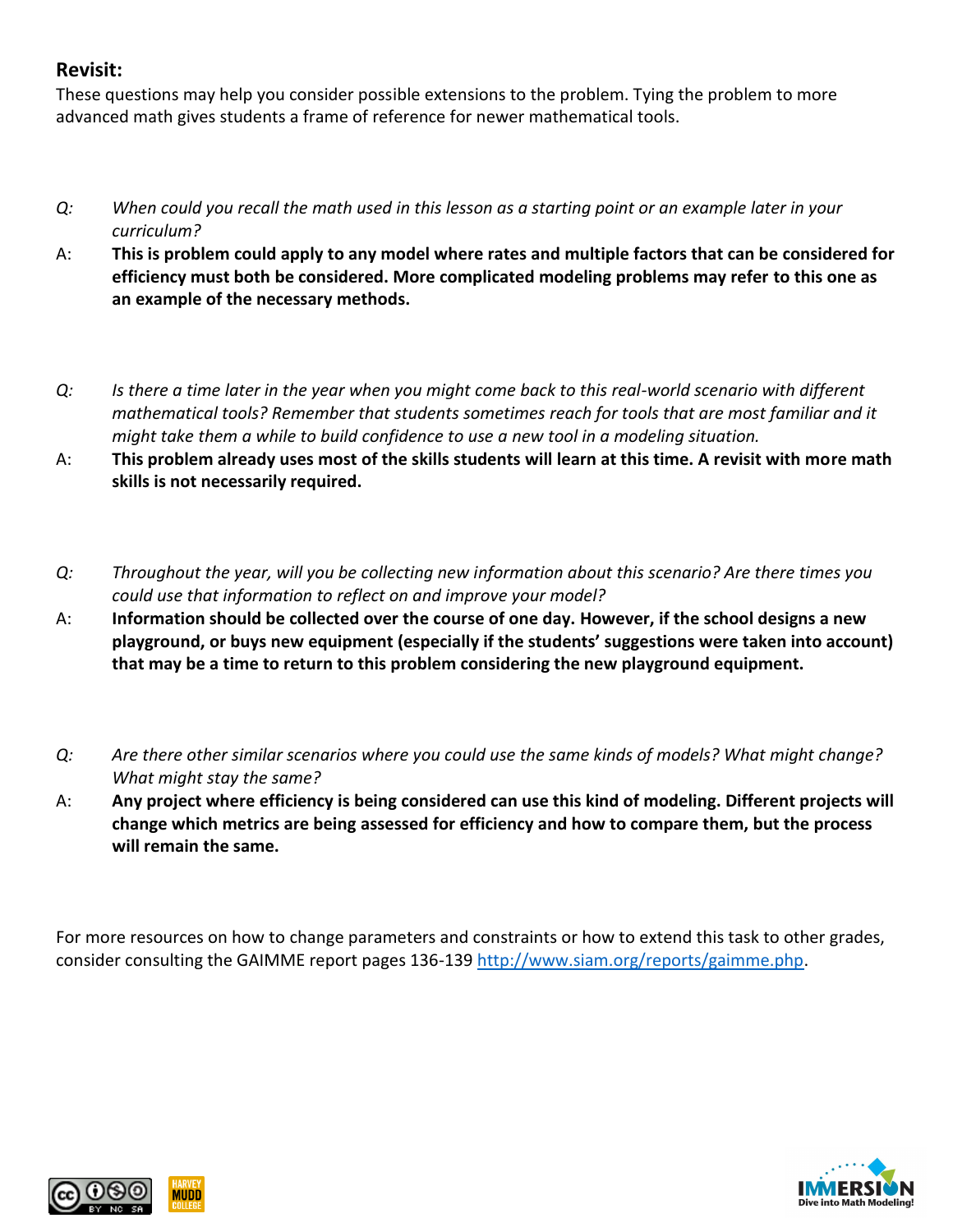## Revisit:

These questions may help you consider possible extensions to the problem. Tying the problem to more advanced math gives students a frame of reference for newer mathematical tools.

Q: *When could you recall the math used in this lesson as a starting point or an example later in your curriculum?*

A: **This is problem could apply to any model where rates and multiple factors that can be considered for efficiency must both be considered. More complicated modeling problems may refer to this one as an example of the necessary methods.**

Q: *Is there a time later in the year when you might come back to this real-world scenario with different mathematical tools? Remember that students sometimes reach for tools that are most familiar and it might take them a while to build confidence to use a new tool in a modeling situation.*

A: **This problem already uses most of the skills students will learn at this time. A revisit with more math skills is not necessarily required.**

Q: *Throughout the year, will you be collecting new information about this scenario? Are there times you could use that information to reflect on and improve your model?*

A: **Information should be collected over the course of one day. However, if the school designs a new playground, or buys new equipment (especially if the students' suggestions were taken into account) that may be a time to return to this problem considering the new playground equipment.**

Q: *Are there other similar scenarios where you could use the same kinds of models? What might change? What might stay the same?*

A: **Any project where efficiency is being considered can use this kind of modeling. Different projects will change which metrics are being assessed for efficiency and how to compare them, but the process will remain the same.**

For more resources on how to change parameters and constraints or how to extend this task to other grades, consider consulting the GAIMME report pages 136-139 http://www.siam.org/reports/gaimme.php.